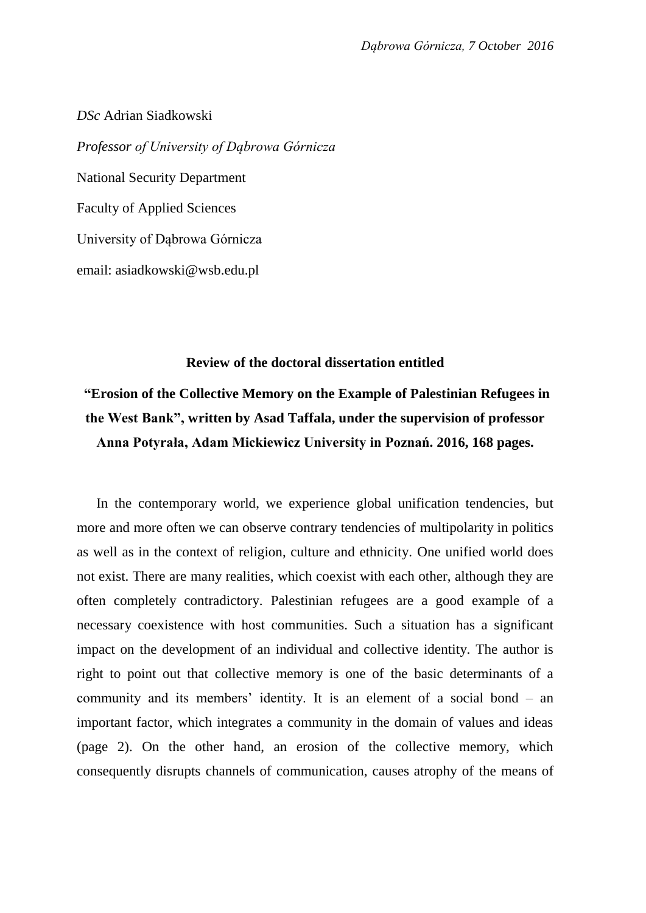*Dąbrowa Górnicza, 7 October 2016*

*DSc* Adrian Siadkowski

*Professor of University of Dąbrowa Górnicza*

National Security Department

Faculty of Applied Sciences

University of Dąbrowa Górnicza

email: asiadkowski@wsb.edu.pl

**Review of the doctoral dissertation entitled**

**"Erosion of the Collective Memory on the Example of Palestinian Refugees in the West Bank", written by Asad Taffala, under the supervision of professor Anna Potyrała, Adam Mickiewicz University in Poznań. 2016, 168 pages.**

In the contemporary world, we experience global unification tendencies, but more and more often we can observe contrary tendencies of multipolarity in politics as well as in the context of religion, culture and ethnicity. One unified world does not exist. There are many realities, which coexist with each other, although they are often completely contradictory. Palestinian refugees are a good example of a necessary coexistence with host communities. Such a situation has a significant impact on the development of an individual and collective identity. The author is right to point out that collective memory is one of the basic determinants of a community and its members' identity. It is an element of a social bond – an important factor, which integrates a community in the domain of values and ideas (page 2). On the other hand, an erosion of the collective memory, which consequently disrupts channels of communication, causes atrophy of the means of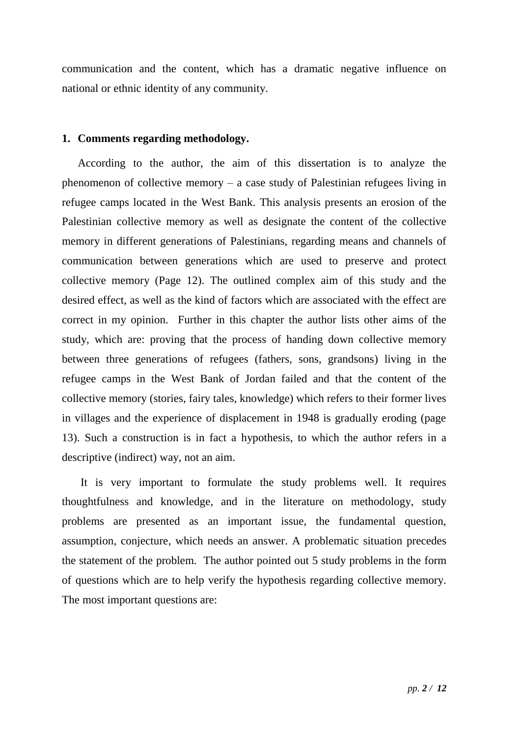communication and the content, which has a dramatic negative influence on national or ethnic identity of any community.

**1. Comments regarding methodology.**

According to the author, the aim of this dissertation is to analyze the phenomenon of collective memory – a case study of Palestinian refugees living in refugee camps located in the West Bank. This analysis presents an erosion of the Palestinian collective memory as well as designate the content of the collective memory in different generations of Palestinians, regarding means and channels of communication between generations which are used to preserve and protect collective memory (Page 12). The outlined complex aim of this study and the desired effect, as well as the kind of factors which are associated with the effect are correct in my opinion. Further in this chapter the author lists other aims of the study, which are: proving that the process of handing down collective memory between three generations of refugees (fathers, sons, grandsons) living in the refugee camps in the West Bank of Jordan failed and that the content of the collective memory (stories, fairy tales, knowledge) which refers to their former lives in villages and the experience of displacement in 1948 is gradually eroding (page 13). Such a construction is in fact a hypothesis, to which the author refers in a descriptive (indirect) way, not an aim.

It is very important to formulate the study problems well. It requires thoughtfulness and knowledge, and in the literature on methodology, study problems are presented as an important issue, the fundamental question, assumption, conjecture, which needs an answer. A problematic situation precedes the statement of the problem. The author pointed out 5 study problems in the form of questions which are to help verify the hypothesis regarding collective memory. The most important questions are: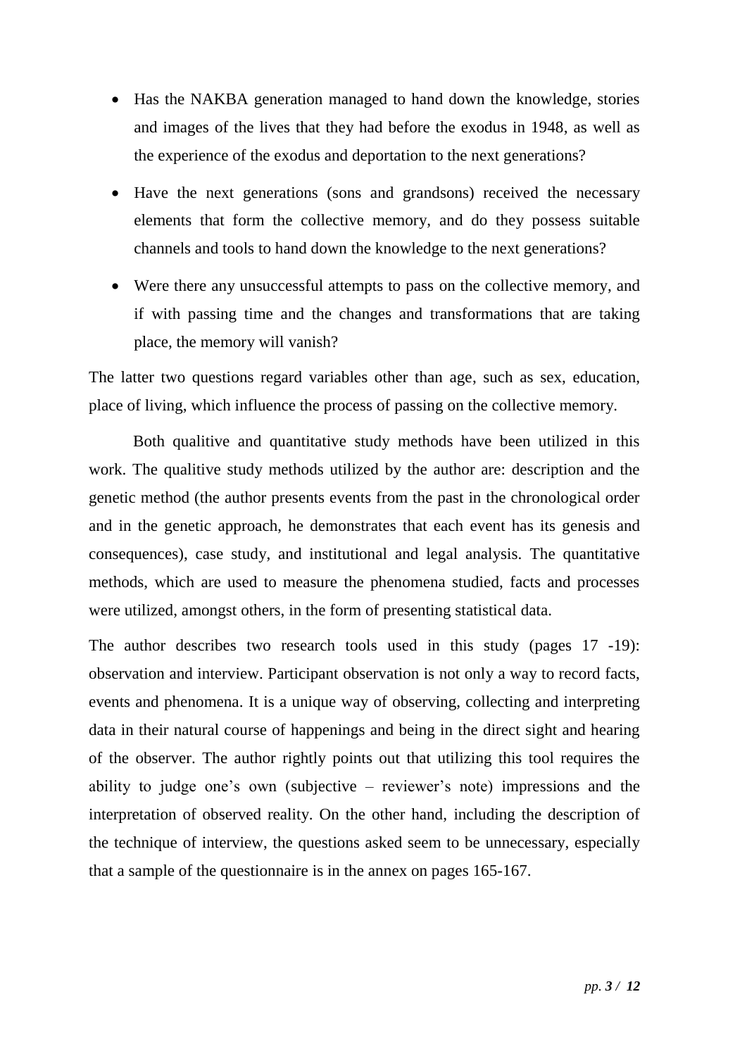- Has the NAKBA generation managed to hand down the knowledge, stories and images of the lives that they had before the exodus in 1948, as well as the experience of the exodus and deportation to the next generations?
- Have the next generations (sons and grandsons) received the necessary elements that form the collective memory, and do they possess suitable channels and tools to hand down the knowledge to the next generations?
- Were there any unsuccessful attempts to pass on the collective memory, and if with passing time and the changes and transformations that are taking place, the memory will vanish?

The latter two questions regard variables other than age, such as sex, education, place of living, which influence the process of passing on the collective memory.

Both qualitive and quantitative study methods have been utilized in this work. The qualitive study methods utilized by the author are: description and the genetic method (the author presents events from the past in the chronological order and in the genetic approach, he demonstrates that each event has its genesis and consequences), case study, and institutional and legal analysis. The quantitative methods, which are used to measure the phenomena studied, facts and processes were utilized, amongst others, in the form of presenting statistical data.

The author describes two research tools used in this study (pages 17 -19): observation and interview. Participant observation is not only a way to record facts, events and phenomena. It is a unique way of observing, collecting and interpreting data in their natural course of happenings and being in the direct sight and hearing of the observer. The author rightly points out that utilizing this tool requires the ability to judge one's own (subjective – reviewer's note) impressions and the interpretation of observed reality. On the other hand, including the description of the technique of interview, the questions asked seem to be unnecessary, especially that a sample of the questionnaire is in the annex on pages 165-167.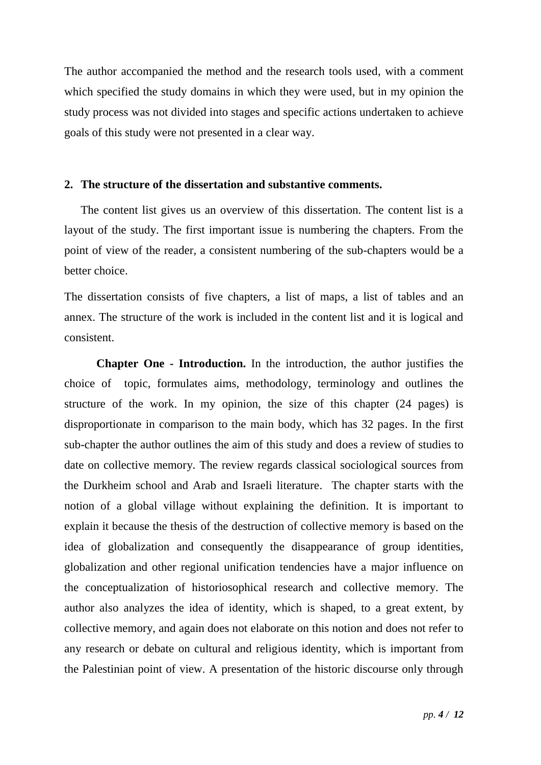The author accompanied the method and the research tools used, with a comment which specified the study domains in which they were used, but in my opinion the study process was not divided into stages and specific actions undertaken to achieve goals of this study were not presented in a clear way.

## 2. The structure of the dissertation and substantive comments.

The content list gives us an overview of this dissertation. The content list is a layout of the study. The first important issue is numbering the chapters. From the point of view of the reader, a consistent numbering of the sub-chapters would be a better choice.

The dissertation consists of five chapters, a list of maps, a list of tables and an annex. The structure of the work is included in the content list and it is logical and consistent.

**Chapter One - Introduction.** In the introduction, the author justifies the choice of topic, formulates aims, methodology, terminology and outlines the structure of the work. In my opinion, the size of this chapter (24 pages) is disproportionate in comparison to the main body, which has 32 pages. In the first sub-chapter the author outlines the aim of this study and does a review of studies to date on collective memory. The review regards classical sociological sources from the Durkheim school and Arab and Israeli literature. The chapter starts with the notion of a global village without explaining the definition. It is important to explain it because the thesis of the destruction of collective memory is based on the idea of globalization and consequently the disappearance of group identities, globalization and other regional unification tendencies have a major influence on the conceptualization of historiosophical research and collective memory. The author also analyzes the idea of identity, which is shaped, to a great extent, by collective memory, and again does not elaborate on this notion and does not refer to any research or debate on cultural and religious identity, which is important from the Palestinian point of view. A presentation of the historic discourse only through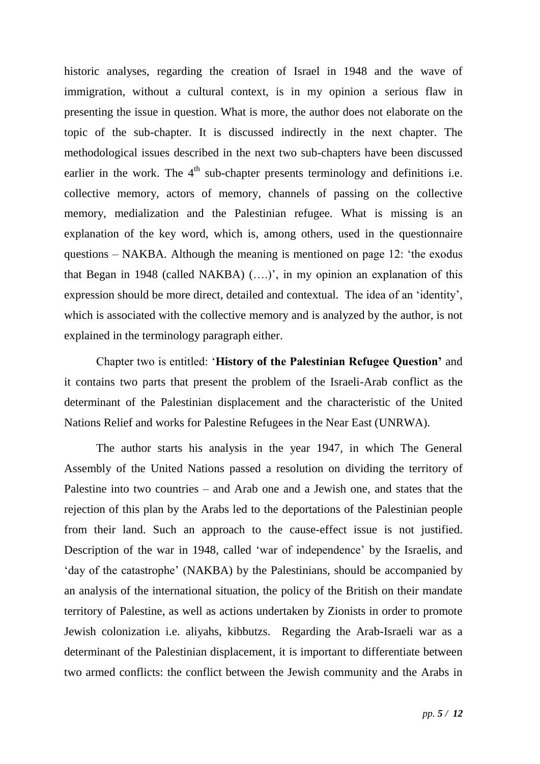historic analyses, regarding the creation of Israel in 1948 and the wave of immigration, without a cultural context, is in my opinion a serious flaw in presenting the issue in question. What is more, the author does not elaborate on the topic of the sub-chapter. It is discussed indirectly in the next chapter. The methodological issues described in the next two sub-chapters have been discussed earlier in the work. The 4th sub-chapter presents terminology and definitions i.e. collective memory, actors of memory, channels of passing on the collective memory, medialization and the Palestinian refugee. What is missing is an explanation of the key word, which is, among others, used in the questionnaire questions – NAKBA. Although the meaning is mentioned on page 12: 'the exodus that Began in 1948 (called NAKBA) (….)', in my opinion an explanation of this expression should be more direct, detailed and contextual. The idea of an 'identity', which is associated with the collective memory and is analyzed by the author, is not explained in the terminology paragraph either.

Chapter two is entitled: '**History of the Palestinian Refugee Question'** and it contains two parts that present the problem of the Israeli-Arab conflict as the determinant of the Palestinian displacement and the characteristic of the United Nations Relief and works for Palestine Refugees in the Near East (UNRWA).

The author starts his analysis in the year 1947, in which The General Assembly of the United Nations passed a resolution on dividing the territory of Palestine into two countries – and Arab one and a Jewish one, and states that the rejection of this plan by the Arabs led to the deportations of the Palestinian people from their land. Such an approach to the cause-effect issue is not justified. Description of the war in 1948, called 'war of independence' by the Israelis, and 'day of the catastrophe' (NAKBA) by the Palestinians, should be accompanied by an analysis of the international situation, the policy of the British on their mandate territory of Palestine, as well as actions undertaken by Zionists in order to promote Jewish colonization i.e. aliyahs, kibbutzs. Regarding the Arab-Israeli war as a determinant of the Palestinian displacement, it is important to differentiate between two armed conflicts: the conflict between the Jewish community and the Arabs in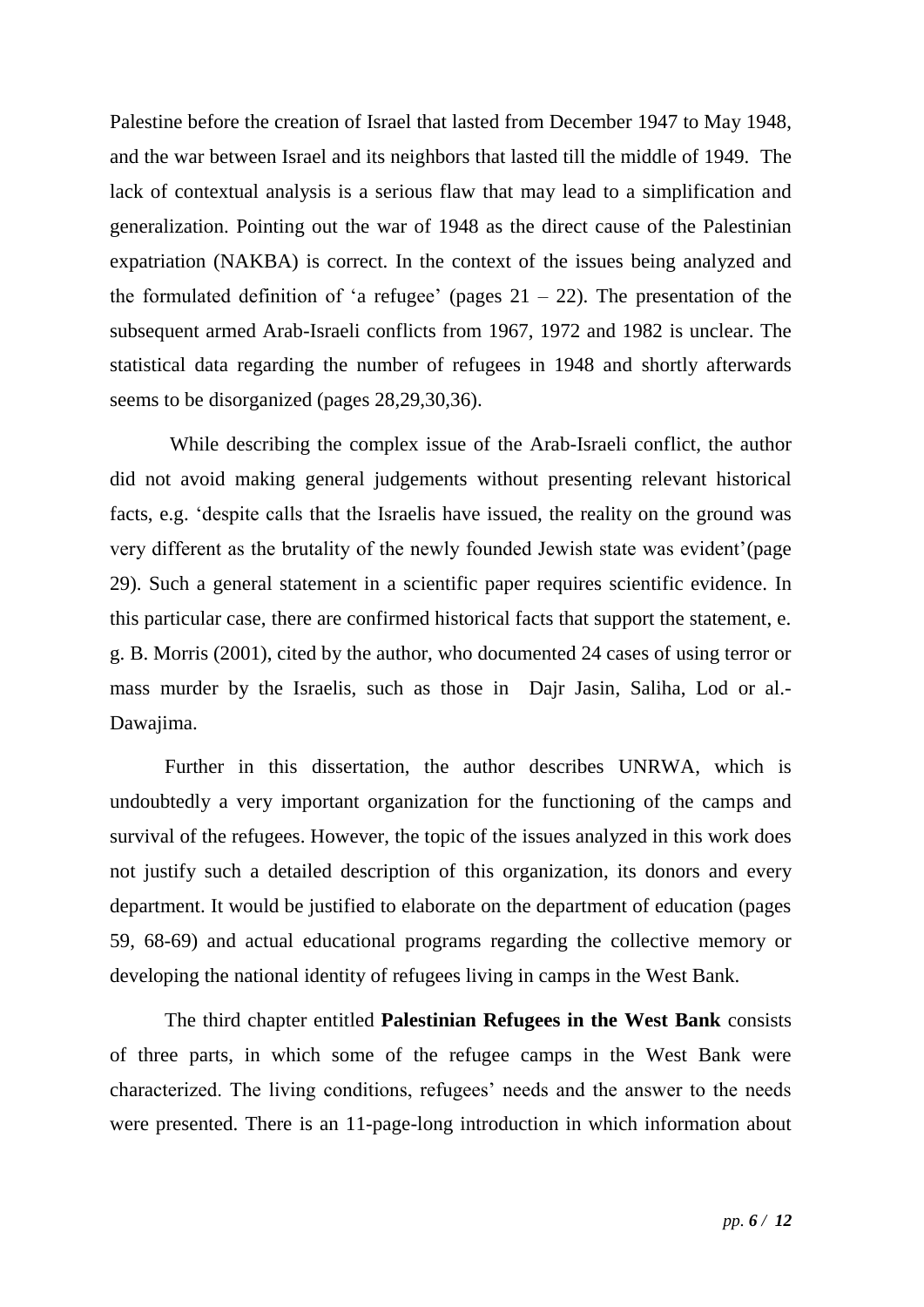Palestine before the creation of Israel that lasted from December 1947 to May 1948, and the war between Israel and its neighbors that lasted till the middle of 1949. The lack of contextual analysis is a serious flaw that may lead to a simplification and generalization. Pointing out the war of 1948 as the direct cause of the Palestinian expatriation (NAKBA) is correct. In the context of the issues being analyzed and the formulated definition of 'a refugee' (pages 21 – 22). The presentation of the subsequent armed Arab-Israeli conflicts from 1967, 1972 and 1982 is unclear. The statistical data regarding the number of refugees in 1948 and shortly afterwards seems to be disorganized (pages 28,29,30,36).

While describing the complex issue of the Arab-Israeli conflict, the author did not avoid making general judgements without presenting relevant historical facts, e.g. 'despite calls that the Israelis have issued, the reality on the ground was very different as the brutality of the newly founded Jewish state was evident'(page 29). Such a general statement in a scientific paper requires scientific evidence. In this particular case, there are confirmed historical facts that support the statement, e. g. B. Morris (2001), cited by the author, who documented 24 cases of using terror or mass murder by the Israelis, such as those in Dajr Jasin, Saliha, Lod or al.-Dawajima.

Further in this dissertation, the author describes UNRWA, which is undoubtedly a very important organization for the functioning of the camps and survival of the refugees. However, the topic of the issues analyzed in this work does not justify such a detailed description of this organization, its donors and every department. It would be justified to elaborate on the department of education (pages 59, 68-69) and actual educational programs regarding the collective memory or developing the national identity of refugees living in camps in the West Bank.

The third chapter entitled **Palestinian Refugees in the West Bank** consists of three parts, in which some of the refugee camps in the West Bank were characterized. The living conditions, refugees' needs and the answer to the needs were presented. There is an 11-page-long introduction in which information about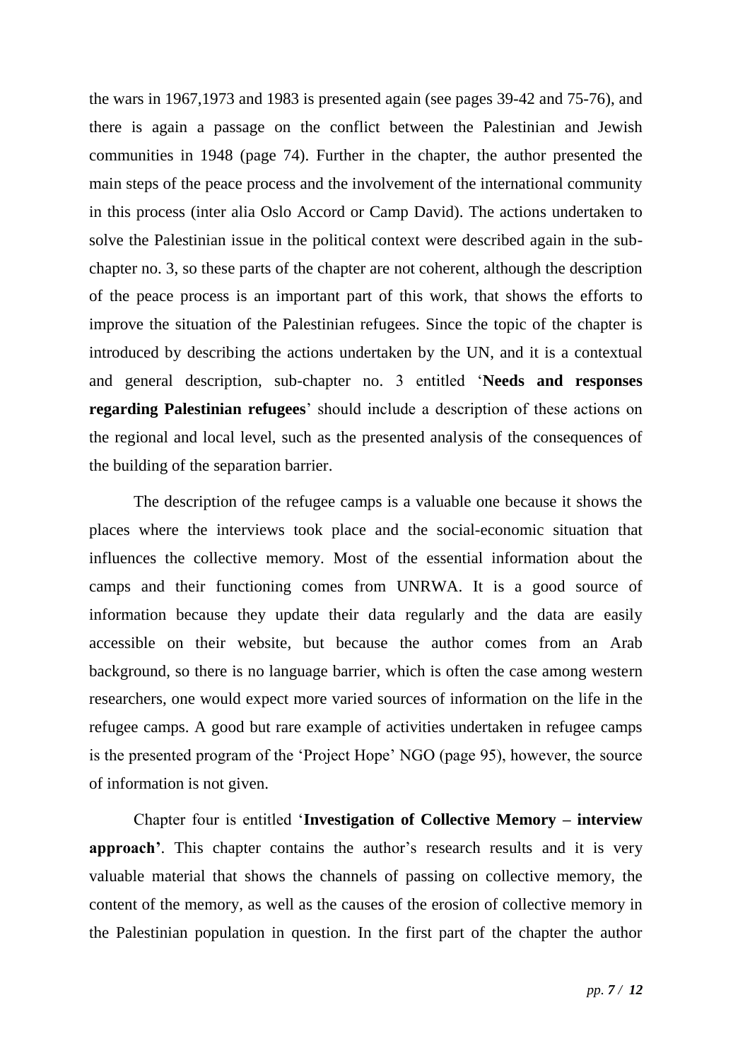the wars in 1967,1973 and 1983 is presented again (see pages 39-42 and 75-76), and there is again a passage on the conflict between the Palestinian and Jewish communities in 1948 (page 74). Further in the chapter, the author presented the main steps of the peace process and the involvement of the international community in this process (inter alia Oslo Accord or Camp David). The actions undertaken to solve the Palestinian issue in the political context were described again in the sub-chapter no. 3, so these parts of the chapter are not coherent, although the description of the peace process is an important part of this work, that shows the efforts to improve the situation of the Palestinian refugees. Since the topic of the chapter is introduced by describing the actions undertaken by the UN, and it is a contextual and general description, sub-chapter no. 3 entitled '**Needs and responses regarding Palestinian refugees**' should include a description of these actions on the regional and local level, such as the presented analysis of the consequences of the building of the separation barrier.

The description of the refugee camps is a valuable one because it shows the places where the interviews took place and the social-economic situation that influences the collective memory. Most of the essential information about the camps and their functioning comes from UNRWA. It is a good source of information because they update their data regularly and the data are easily accessible on their website, but because the author comes from an Arab background, so there is no language barrier, which is often the case among western researchers, one would expect more varied sources of information on the life in the refugee camps. A good but rare example of activities undertaken in refugee camps is the presented program of the 'Project Hope' NGO (page 95), however, the source of information is not given.

Chapter four is entitled '**Investigation of Collective Memory – interview approach'**. This chapter contains the author's research results and it is very valuable material that shows the channels of passing on collective memory, the content of the memory, as well as the causes of the erosion of collective memory in the Palestinian population in question. In the first part of the chapter the author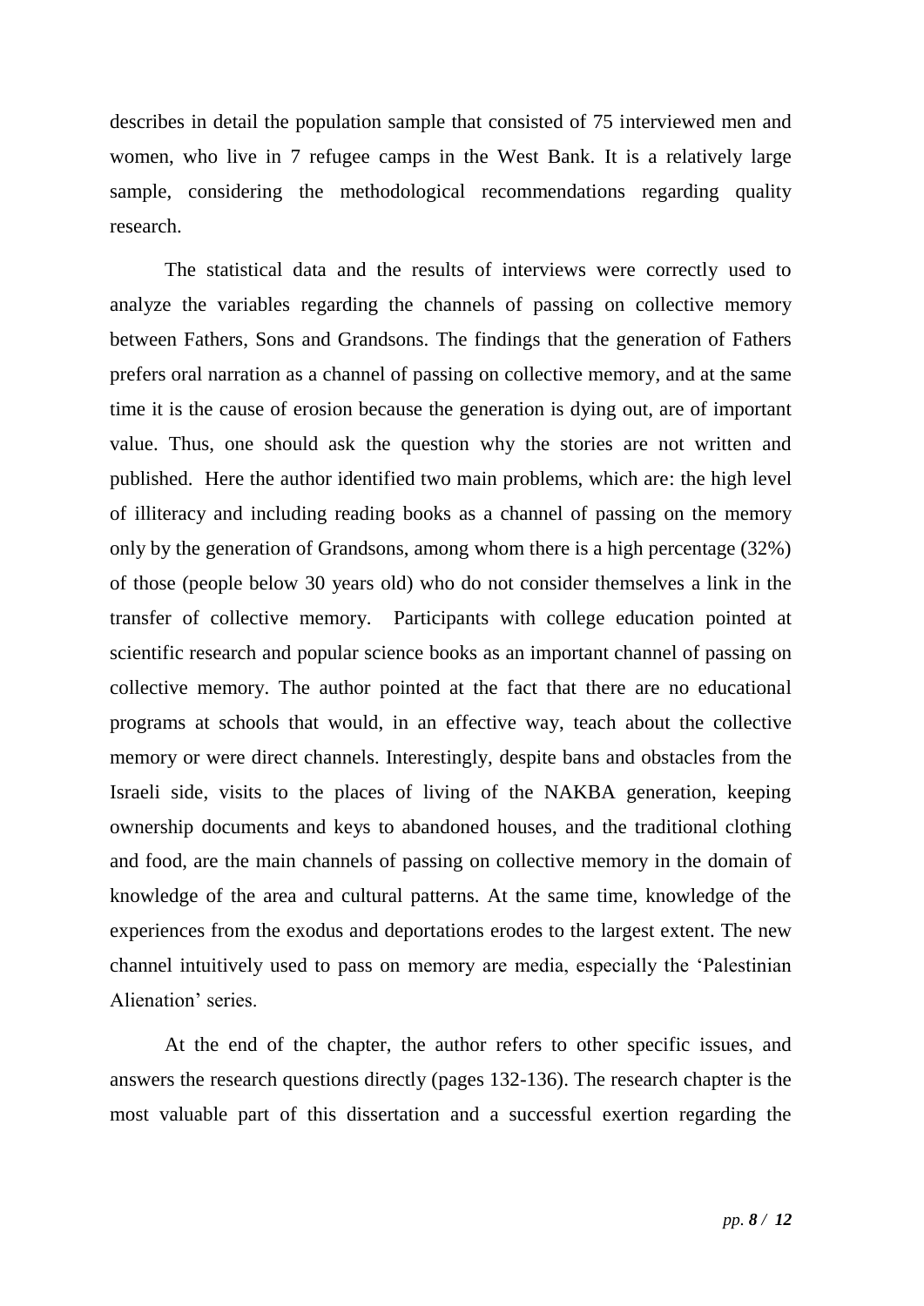describes in detail the population sample that consisted of 75 interviewed men and women, who live in 7 refugee camps in the West Bank. It is a relatively large sample, considering the methodological recommendations regarding quality research.

The statistical data and the results of interviews were correctly used to analyze the variables regarding the channels of passing on collective memory between Fathers, Sons and Grandsons. The findings that the generation of Fathers prefers oral narration as a channel of passing on collective memory, and at the same time it is the cause of erosion because the generation is dying out, are of important value. Thus, one should ask the question why the stories are not written and published. Here the author identified two main problems, which are: the high level of illiteracy and including reading books as a channel of passing on the memory only by the generation of Grandsons, among whom there is a high percentage (32%) of those (people below 30 years old) who do not consider themselves a link in the transfer of collective memory. Participants with college education pointed at scientific research and popular science books as an important channel of passing on collective memory. The author pointed at the fact that there are no educational programs at schools that would, in an effective way, teach about the collective memory or were direct channels. Interestingly, despite bans and obstacles from the Israeli side, visits to the places of living of the NAKBA generation, keeping ownership documents and keys to abandoned houses, and the traditional clothing and food, are the main channels of passing on collective memory in the domain of knowledge of the area and cultural patterns. At the same time, knowledge of the experiences from the exodus and deportations erodes to the largest extent. The new channel intuitively used to pass on memory are media, especially the 'Palestinian Alienation' series.

At the end of the chapter, the author refers to other specific issues, and answers the research questions directly (pages 132-136). The research chapter is the most valuable part of this dissertation and a successful exertion regarding the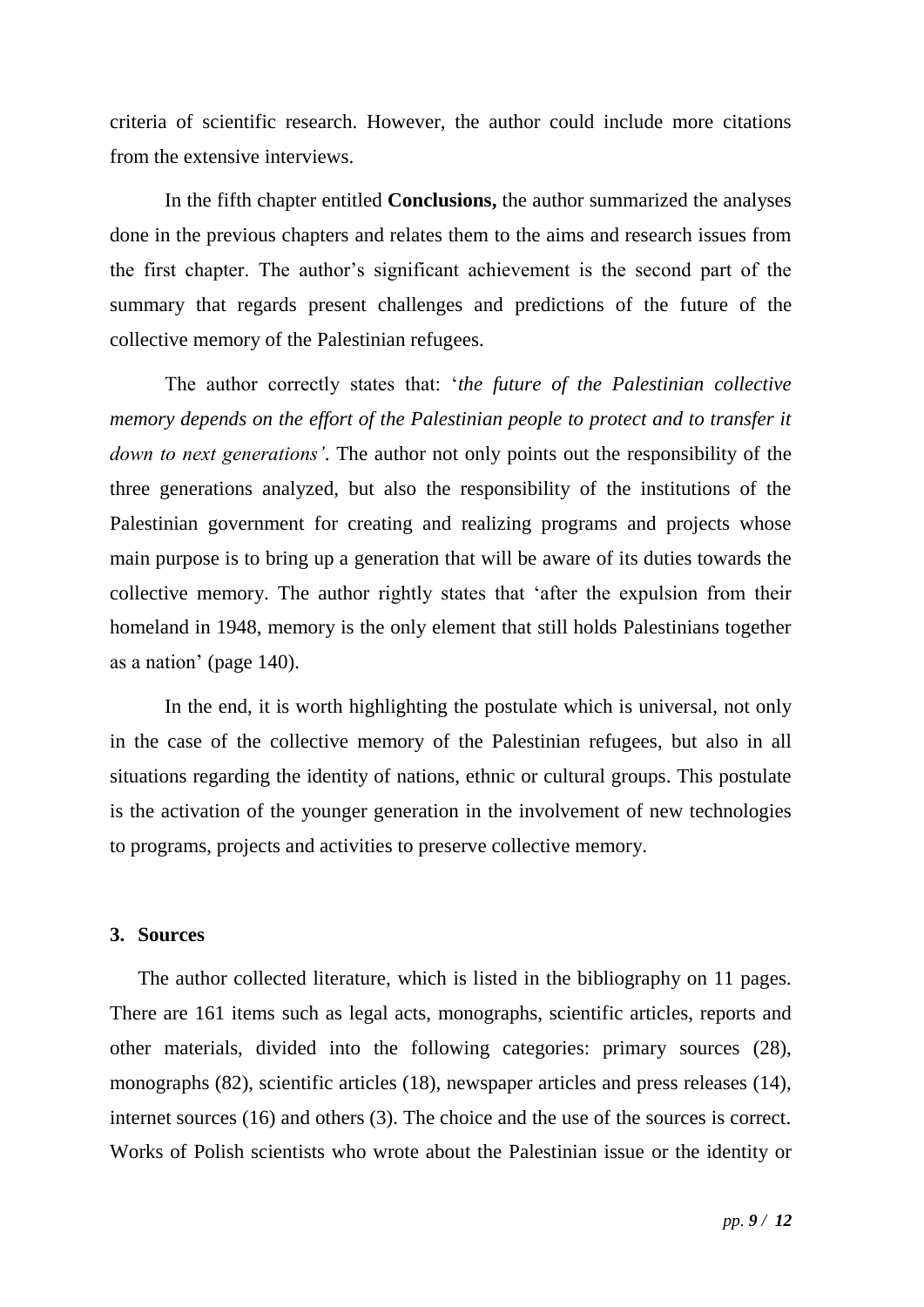criteria of scientific research. However, the author could include more citations from the extensive interviews.

In the fifth chapter entitled **Conclusions,** the author summarized the analyses done in the previous chapters and relates them to the aims and research issues from the first chapter. The author's significant achievement is the second part of the summary that regards present challenges and predictions of the future of the collective memory of the Palestinian refugees.

The author correctly states that: '*the future of the Palestinian collective memory depends on the effort of the Palestinian people to protect and to transfer it down to next generations'*. The author not only points out the responsibility of the three generations analyzed, but also the responsibility of the institutions of the Palestinian government for creating and realizing programs and projects whose main purpose is to bring up a generation that will be aware of its duties towards the collective memory. The author rightly states that 'after the expulsion from their homeland in 1948, memory is the only element that still holds Palestinians together as a nation' (page 140).

In the end, it is worth highlighting the postulate which is universal, not only in the case of the collective memory of the Palestinian refugees, but also in all situations regarding the identity of nations, ethnic or cultural groups. This postulate is the activation of the younger generation in the involvement of new technologies to programs, projects and activities to preserve collective memory.

### 3. Sources

The author collected literature, which is listed in the bibliography on 11 pages. There are 161 items such as legal acts, monographs, scientific articles, reports and other materials, divided into the following categories: primary sources (28), monographs (82), scientific articles (18), newspaper articles and press releases (14), internet sources (16) and others (3). The choice and the use of the sources is correct. Works of Polish scientists who wrote about the Palestinian issue or the identity or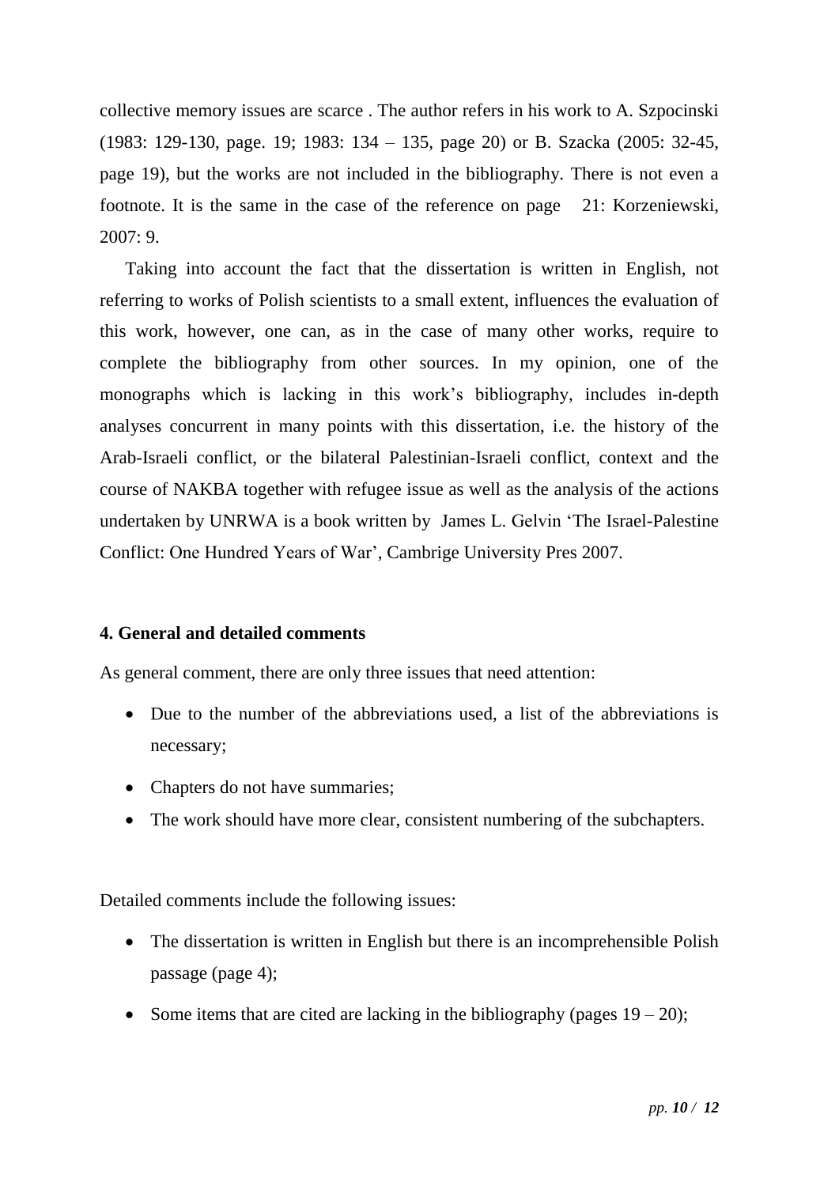collective memory issues are scarce . The author refers in his work to A. Szpocinski (1983: 129-130, page. 19; 1983: 134 – 135, page 20) or B. Szacka (2005: 32-45, page 19), but the works are not included in the bibliography. There is not even a footnote. It is the same in the case of the reference on page 21: Korzeniewski, 2007: 9.

Taking into account the fact that the dissertation is written in English, not referring to works of Polish scientists to a small extent, influences the evaluation of this work, however, one can, as in the case of many other works, require to complete the bibliography from other sources. In my opinion, one of the monographs which is lacking in this work's bibliography, includes in-depth analyses concurrent in many points with this dissertation, i.e. the history of the Arab-Israeli conflict, or the bilateral Palestinian-Israeli conflict, context and the course of NAKBA together with refugee issue as well as the analysis of the actions undertaken by UNRWA is a book written by James L. Gelvin 'The Israel-Palestine Conflict: One Hundred Years of War', Cambrige University Pres 2007.

#### 4. General and detailed comments

As general comment, there are only three issues that need attention:

- Due to the number of the abbreviations used, a list of the abbreviations is necessary;
- Chapters do not have summaries;
- The work should have more clear, consistent numbering of the subchapters.

Detailed comments include the following issues:

- The dissertation is written in English but there is an incomprehensible Polish passage (page 4);
- Some items that are cited are lacking in the bibliography (pages 19 – 20);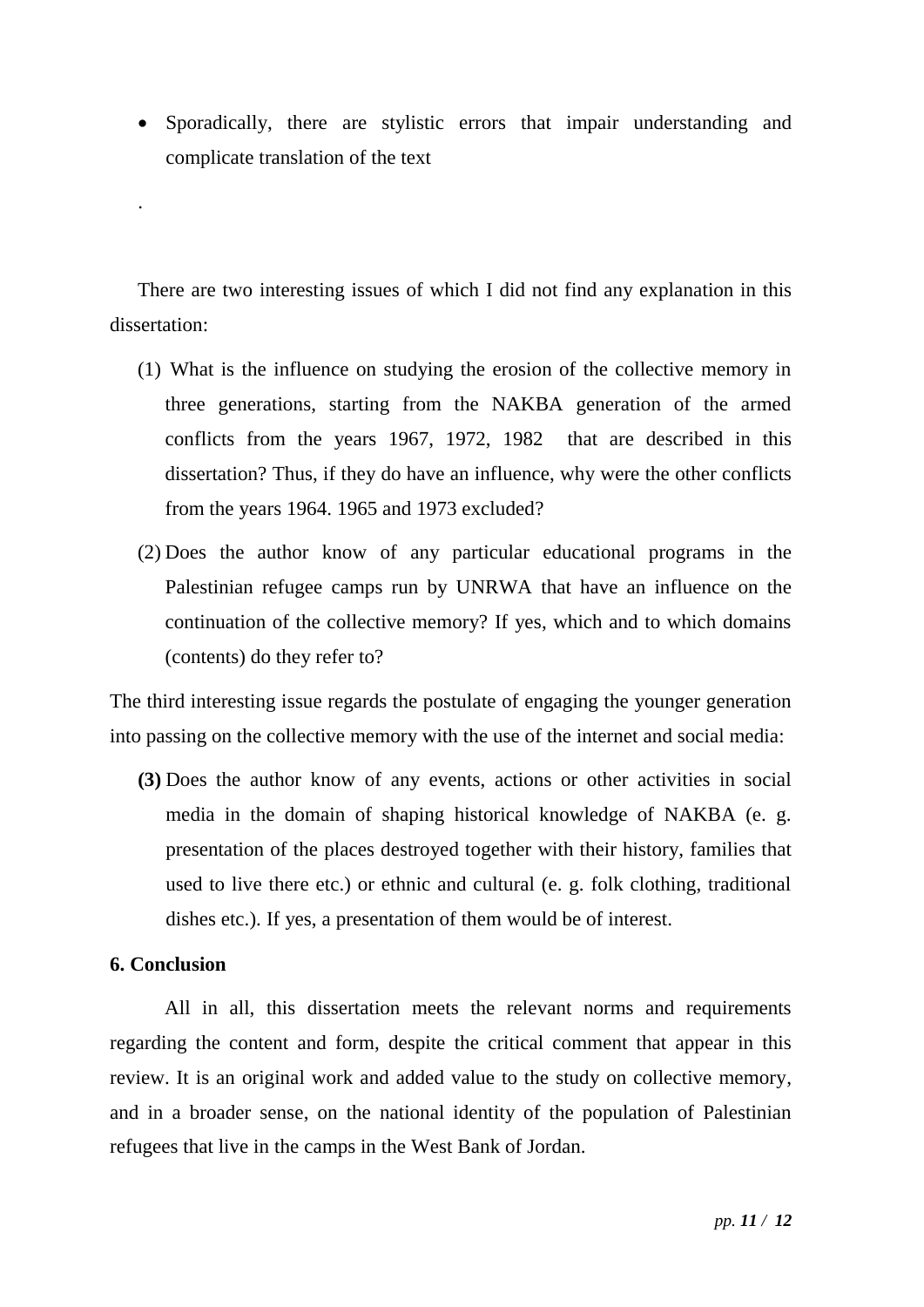- Sporadically, there are stylistic errors that impair understanding and complicate translation of the text

.

There are two interesting issues of which I did not find any explanation in this dissertation:

(1) What is the influence on studying the erosion of the collective memory in three generations, starting from the NAKBA generation of the armed conflicts from the years 1967, 1972, 1982 that are described in this dissertation? Thus, if they do have an influence, why were the other conflicts from the years 1964. 1965 and 1973 excluded?

(2) Does the author know of any particular educational programs in the Palestinian refugee camps run by UNRWA that have an influence on the continuation of the collective memory? If yes, which and to which domains (contents) do they refer to?

The third interesting issue regards the postulate of engaging the younger generation into passing on the collective memory with the use of the internet and social media:

**(3)** Does the author know of any events, actions or other activities in social media in the domain of shaping historical knowledge of NAKBA (e. g. presentation of the places destroyed together with their history, families that used to live there etc.) or ethnic and cultural (e. g. folk clothing, traditional dishes etc.). If yes, a presentation of them would be of interest.

**6. Conclusion**

All in all, this dissertation meets the relevant norms and requirements regarding the content and form, despite the critical comment that appear in this review. It is an original work and added value to the study on collective memory, and in a broader sense, on the national identity of the population of Palestinian refugees that live in the camps in the West Bank of Jordan.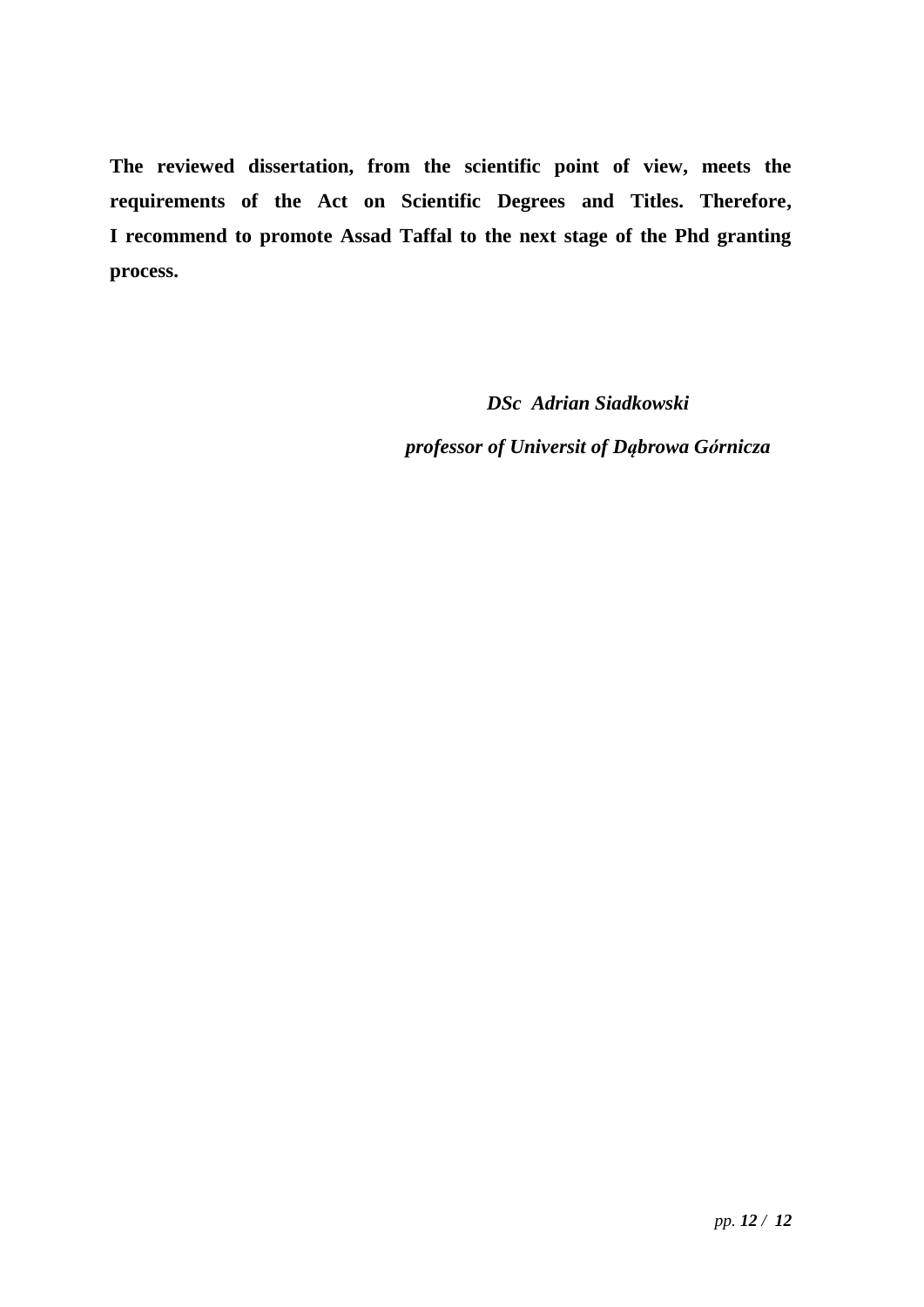**The reviewed dissertation, from the scientific point of view, meets the requirements of the Act on Scientific Degrees and Titles. Therefore, I recommend to promote Assad Taffal to the next stage of the Phd granting process.**

***DSc Adrian Siadkowski***

***professor of Universit of Dąbrowa Górnicza***